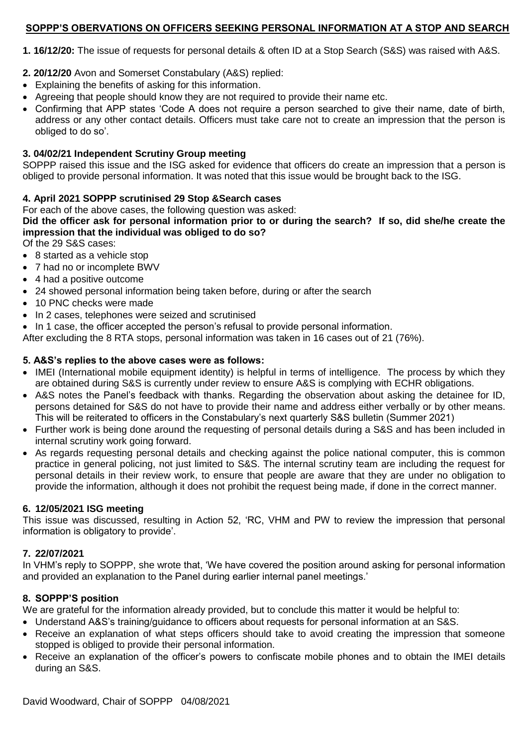# SOPPP'S OBERVATIONS ON OFFICERS SEEKING PERSONAL INFORMATION AT A STOP AND SEARCH

**1. 16/12/20:** The issue of requests for personal details & often ID at a Stop Search (S&S) was raised with A&S.

**2. 20/12/20** Avon and Somerset Constabulary (A&S) replied:

- Explaining the benefits of asking for this information.
- Agreeing that people should know they are not required to provide their name etc.
- Confirming that APP states 'Code A does not require a person searched to give their name, date of birth, address or any other contact details. Officers must take care not to create an impression that the person is obliged to do so'.

### 3. 04/02/21 Independent Scrutiny Group meeting

SOPPP raised this issue and the ISG asked for evidence that officers do create an impression that a person is obliged to provide personal information. It was noted that this issue would be brought back to the ISG.

### 4. April 2021 SOPPP scrutinised 29 Stop &Search cases

For each of the above cases, the following question was asked:

**Did the officer ask for personal information prior to or during the search? If so, did she/he create the impression that the individual was obliged to do so?**

Of the 29 S&S cases:

- 8 started as a vehicle stop
- 7 had no or incomplete BWV
- 4 had a positive outcome
- 24 showed personal information being taken before, during or after the search
- 10 PNC checks were made
- In 2 cases, telephones were seized and scrutinised
- In 1 case, the officer accepted the person's refusal to provide personal information.

After excluding the 8 RTA stops, personal information was taken in 16 cases out of 21 (76%).

### 5. A&S's replies to the above cases were as follows:

- IMEI (International mobile equipment identity) is helpful in terms of intelligence. The process by which they are obtained during S&S is currently under review to ensure A&S is complying with ECHR obligations.
- A&S notes the Panel's feedback with thanks. Regarding the observation about asking the detainee for ID, persons detained for S&S do not have to provide their name and address either verbally or by other means. This will be reiterated to officers in the Constabulary's next quarterly S&S bulletin (Summer 2021)
- Further work is being done around the requesting of personal details during a S&S and has been included in internal scrutiny work going forward.
- As regards requesting personal details and checking against the police national computer, this is common practice in general policing, not just limited to S&S. The internal scrutiny team are including the request for personal details in their review work, to ensure that people are aware that they are under no obligation to provide the information, although it does not prohibit the request being made, if done in the correct manner.

### 6. 12/05/2021 ISG meeting

This issue was discussed, resulting in Action 52, 'RC, VHM and PW to review the impression that personal information is obligatory to provide'.

### 7. 22/07/2021

In VHM's reply to SOPPP, she wrote that, 'We have covered the position around asking for personal information and provided an explanation to the Panel during earlier internal panel meetings.'

### 8. SOPPP'S position

We are grateful for the information already provided, but to conclude this matter it would be helpful to:

- Understand A&S's training/guidance to officers about requests for personal information at an S&S.
- Receive an explanation of what steps officers should take to avoid creating the impression that someone stopped is obliged to provide their personal information.
- Receive an explanation of the officer's powers to confiscate mobile phones and to obtain the IMEI details during an S&S.

David Woodward, Chair of SOPPP 04/08/2021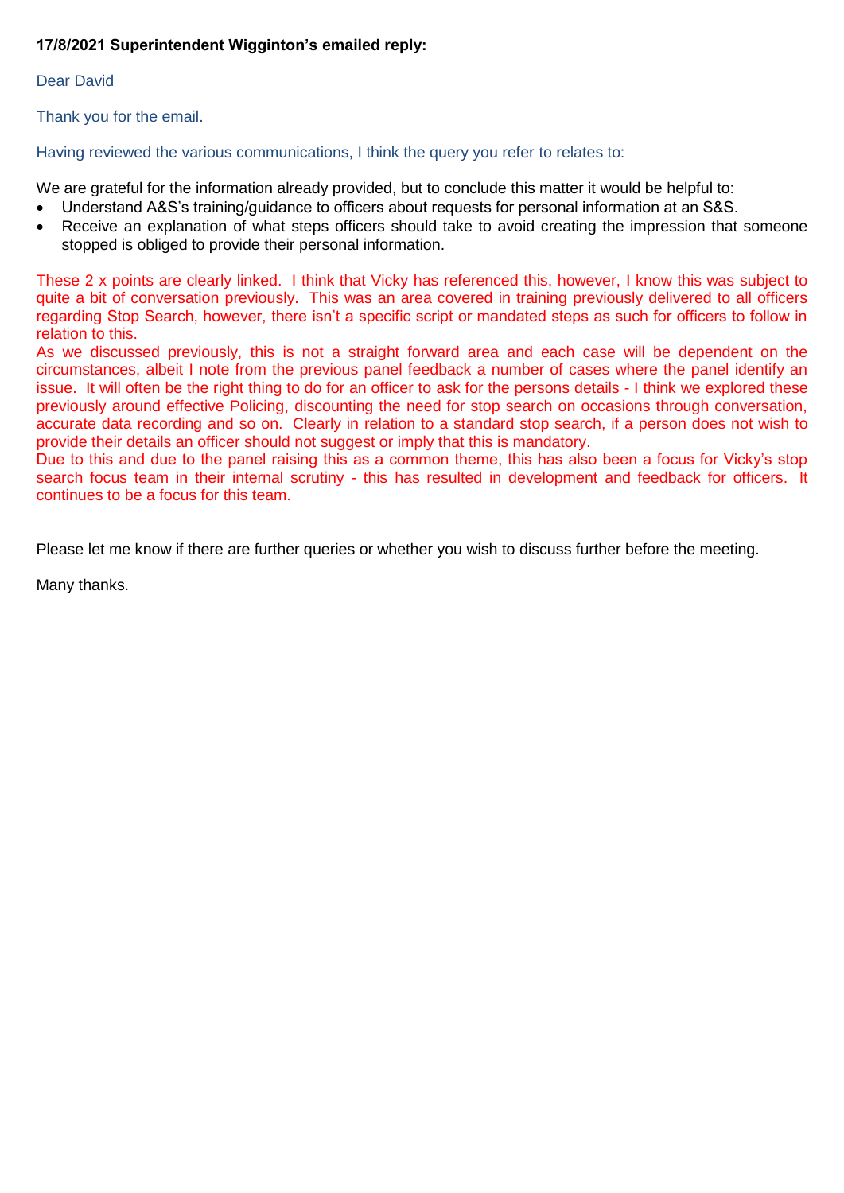**17/8/2021 Superintendent Wigginton's emailed reply:**

Dear David

Thank you for the email.

Having reviewed the various communications, I think the query you refer to relates to:

We are grateful for the information already provided, but to conclude this matter it would be helpful to:

- Understand A&S's training/guidance to officers about requests for personal information at an S&S.
- Receive an explanation of what steps officers should take to avoid creating the impression that someone stopped is obliged to provide their personal information.

These 2 x points are clearly linked. I think that Vicky has referenced this, however, I know this was subject to quite a bit of conversation previously. This was an area covered in training previously delivered to all officers regarding Stop Search, however, there isn't a specific script or mandated steps as such for officers to follow in relation to this.

As we discussed previously, this is not a straight forward area and each case will be dependent on the circumstances, albeit I note from the previous panel feedback a number of cases where the panel identify an issue. It will often be the right thing to do for an officer to ask for the persons details - I think we explored these previously around effective Policing, discounting the need for stop search on occasions through conversation, accurate data recording and so on. Clearly in relation to a standard stop search, if a person does not wish to provide their details an officer should not suggest or imply that this is mandatory.

Due to this and due to the panel raising this as a common theme, this has also been a focus for Vicky's stop search focus team in their internal scrutiny - this has resulted in development and feedback for officers. It continues to be a focus for this team.

Please let me know if there are further queries or whether you wish to discuss further before the meeting.

Many thanks.